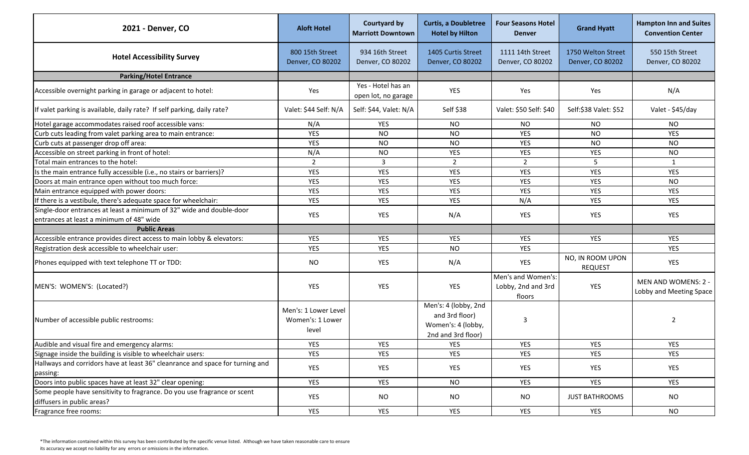| 2021 - Denver, CO | Aloft Hotel | Courtyard by Marriott Downtown | Curtis, a Doubletree Hotel by Hilton | Four Seasons Hotel Denver | Grand Hyatt | Hampton Inn and Suites Convention Center |
|---|---|---|---|---|---|---|
| **Hotel Accessibility Survey** | 800 15th Street Denver, CO 80202 | 934 16th Street Denver, CO 80202 | 1405 Curtis Street Denver, CO 80202 | 1111 14th Street Denver, CO 80202 | 1750 Welton Street Denver, CO 80202 | 550 15th Street Denver, CO 80202 |
| **Parking/Hotel Entrance** | | | | | | |
| Accessible overnight parking in garage or adjacent to hotel: | Yes | Yes - Hotel has an open lot, no garage | YES | Yes | Yes | N/A |
| If valet parking is available, daily rate? If self parking, daily rate? | Valet: $44 Self: N/A | Self: $44, Valet: N/A | Self $38 | Valet: $50 Self: $40 | Self:$38 Valet: $52 | Valet - $45/day |
| Hotel garage accommodates raised roof accessible vans: | N/A | YES | NO | NO | NO | NO |
| Curb cuts leading from valet parking area to main entrance: | YES | NO | NO | YES | NO | YES |
| Curb cuts at passenger drop off area: | YES | NO | NO | YES | NO | NO |
| Accessible on street parking in front of hotel: | N/A | NO | YES | YES | YES | NO |
| Total main entrances to the hotel: | 2 | 3 | 2 | 2 | 5 | 1 |
| Is the main entrance fully accessible (i.e., no stairs or barriers)? | YES | YES | YES | YES | YES | YES |
| Doors at main entrance open without too much force: | YES | YES | YES | YES | YES | NO |
| Main entrance equipped with power doors: | YES | YES | YES | YES | YES | YES |
| If there is a vestibule, there's adequate space for wheelchair: | YES | YES | YES | N/A | YES | YES |
| Single-door entrances at least a minimum of 32" wide and double-door entrances at least a minimum of 48" wide | YES | YES | N/A | YES | YES | YES |
| **Public Areas** | | | | | | |
| Accessible entrance provides direct access to main lobby & elevators: | YES | YES | YES | YES | YES | YES |
| Registration desk accessible to wheelchair user: | YES | YES | NO | YES | | YES |
| Phones equipped with text telephone TT or TDD: | NO | YES | N/A | YES | NO, IN ROOM UPON REQUEST | YES |
| MEN'S: WOMEN'S: (Located?) | YES | YES | YES | Men's and Women's: Lobby, 2nd and 3rd floors | YES | MEN AND WOMENS: 2 - Lobby and Meeting Space |
| Number of accessible public restrooms: | Men's: 1 Lower Level Women's: 1 Lower level | | Men's: 4 (lobby, 2nd and 3rd floor) Women's: 4 (lobby, 2nd and 3rd floor) | 3 | | 2 |
| Audible and visual fire and emergency alarms: | YES | YES | YES | YES | YES | YES |
| Signage inside the building is visible to wheelchair users: | YES | YES | YES | YES | YES | YES |
| Hallways and corridors have at least 36" cleanrance and space for turning and passing: | YES | YES | YES | YES | YES | YES |
| Doors into public spaces have at least 32" clear opening: | YES | YES | NO | YES | YES | YES |
| Some people have sensitivity to fragrance. Do you use fragrance or scent diffusers in public areas? | YES | NO | NO | NO | JUST BATHROOMS | NO |
| Fragrance free rooms: | YES | YES | YES | YES | YES | NO |

*The information contained within this survey has been contributed by the specific venue listed. Although we have taken reasonable care to ensure its accuracy we accept no liability for any errors or omissions in the information.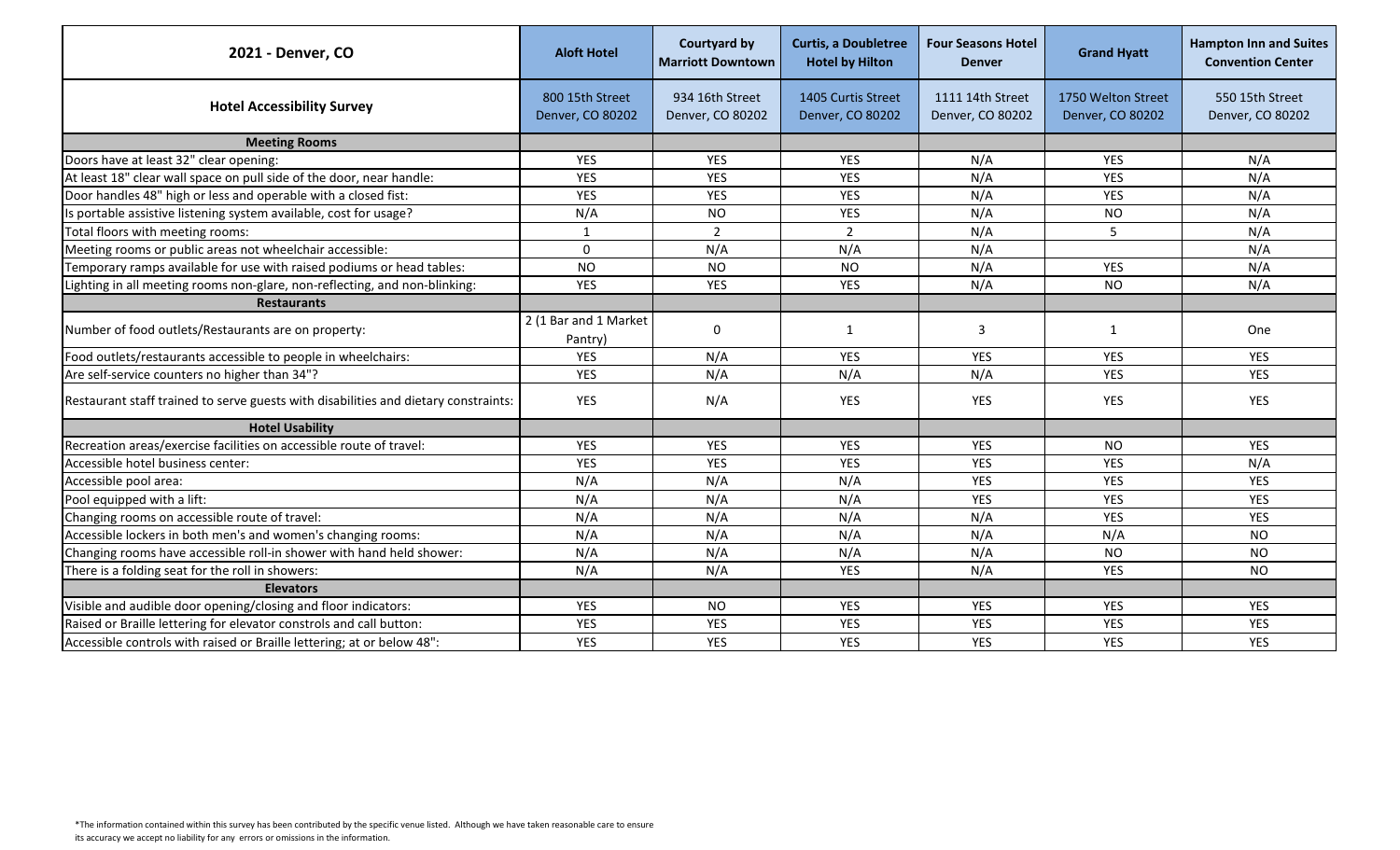| 2021 - Denver, CO | Aloft Hotel | Courtyard by Marriott Downtown | Curtis, a Doubletree Hotel by Hilton | Four Seasons Hotel Denver | Grand Hyatt | Hampton Inn and Suites Convention Center |
|---|---|---|---|---|---|---|
| **Hotel Accessibility Survey** | 800 15th Street Denver, CO 80202 | 934 16th Street Denver, CO 80202 | 1405 Curtis Street Denver, CO 80202 | 1111 14th Street Denver, CO 80202 | 1750 Welton Street Denver, CO 80202 | 550 15th Street Denver, CO 80202 |
| **Meeting Rooms** | | | | | | |
| Doors have at least 32" clear opening: | YES | YES | YES | N/A | YES | N/A |
| At least 18" clear wall space on pull side of the door, near handle: | YES | YES | YES | N/A | YES | N/A |
| Door handles 48" high or less and operable with a closed fist: | YES | YES | YES | N/A | YES | N/A |
| Is portable assistive listening system available, cost for usage? | N/A | NO | YES | N/A | NO | N/A |
| Total floors with meeting rooms: | 1 | 2 | 2 | N/A | 5 | N/A |
| Meeting rooms or public areas not wheelchair accessible: | 0 | N/A | N/A | N/A | | N/A |
| Temporary ramps available for use with raised podiums or head tables: | NO | NO | NO | N/A | YES | N/A |
| Lighting in all meeting rooms non-glare, non-reflecting, and non-blinking: | YES | YES | YES | N/A | NO | N/A |
| **Restaurants** | | | | | | |
| Number of food outlets/Restaurants are on property: | 2 (1 Bar and 1 Market Pantry) | 0 | 1 | 3 | 1 | One |
| Food outlets/restaurants accessible to people in wheelchairs: | YES | N/A | YES | YES | YES | YES |
| Are self-service counters no higher than 34"? | YES | N/A | N/A | N/A | YES | YES |
| Restaurant staff trained to serve guests with disabilities and dietary constraints: | YES | N/A | YES | YES | YES | YES |
| **Hotel Usability** | | | | | | |
| Recreation areas/exercise facilities on accessible route of travel: | YES | YES | YES | YES | NO | YES |
| Accessible hotel business center: | YES | YES | YES | YES | YES | N/A |
| Accessible pool area: | N/A | N/A | N/A | YES | YES | YES |
| Pool equipped with a lift: | N/A | N/A | N/A | YES | YES | YES |
| Changing rooms on accessible route of travel: | N/A | N/A | N/A | N/A | YES | YES |
| Accessible lockers in both men's and women's changing rooms: | N/A | N/A | N/A | N/A | N/A | NO |
| Changing rooms have accessible roll-in shower with hand held shower: | N/A | N/A | N/A | N/A | NO | NO |
| There is a folding seat for the roll in showers: | N/A | N/A | YES | N/A | YES | NO |
| **Elevators** | | | | | | |
| Visible and audible door opening/closing and floor indicators: | YES | NO | YES | YES | YES | YES |
| Raised or Braille lettering for elevator controls and call button: | YES | YES | YES | YES | YES | YES |
| Accessible controls with raised or Braille lettering; at or below 48": | YES | YES | YES | YES | YES | YES |

*The information contained within this survey has been contributed by the specific venue listed. Although we have taken reasonable care to ensure its accuracy we accept no liability for any errors or omissions in the information.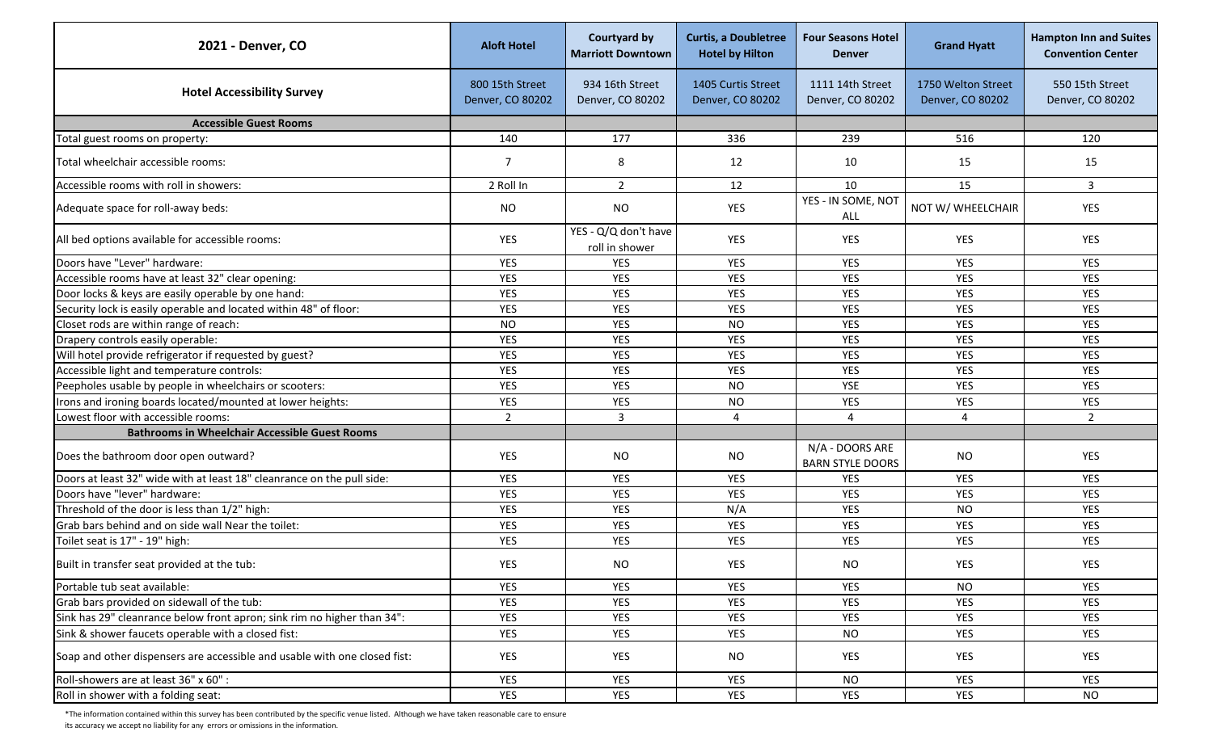| 2021 - Denver, CO | Aloft Hotel | Courtyard by Marriott Downtown | Curtis, a Doubletree Hotel by Hilton | Four Seasons Hotel Denver | Grand Hyatt | Hampton Inn and Suites Convention Center |
|---|---|---|---|---|---|---|
| **Hotel Accessibility Survey** | 800 15th Street Denver, CO 80202 | 934 16th Street Denver, CO 80202 | 1405 Curtis Street Denver, CO 80202 | 1111 14th Street Denver, CO 80202 | 1750 Welton Street Denver, CO 80202 | 550 15th Street Denver, CO 80202 |
| **Accessible Guest Rooms** | | | | | | |
| Total guest rooms on property: | 140 | 177 | 336 | 239 | 516 | 120 |
| Total wheelchair accessible rooms: | 7 | 8 | 12 | 10 | 15 | 15 |
| Accessible rooms with roll in showers: | 2 Roll In | 2 | 12 | 10 | 15 | 3 |
| Adequate space for roll-away beds: | NO | NO | YES | YES - IN SOME, NOT ALL | NOT W/ WHEELCHAIR | YES |
| All bed options available for accessible rooms: | YES | YES - Q/Q don't have roll in shower | YES | YES | YES | YES |
| Doors have "Lever" hardware: | YES | YES | YES | YES | YES | YES |
| Accessible rooms have at least 32" clear opening: | YES | YES | YES | YES | YES | YES |
| Door locks & keys are easily operable by one hand: | YES | YES | YES | YES | YES | YES |
| Security lock is easily operable and located within 48" of floor: | YES | YES | YES | YES | YES | YES |
| Closet rods are within range of reach: | NO | YES | NO | YES | YES | YES |
| Drapery controls easily operable: | YES | YES | YES | YES | YES | YES |
| Will hotel provide refrigerator if requested by guest? | YES | YES | YES | YES | YES | YES |
| Accessible light and temperature controls: | YES | YES | YES | YES | YES | YES |
| Peepholes usable by people in wheelchairs or scooters: | YES | YES | NO | YSE | YES | YES |
| Irons and ironing boards located/mounted at lower heights: | YES | YES | NO | YES | YES | YES |
| Lowest floor with accessible rooms: | 2 | 3 | 4 | 4 | 4 | 2 |
| **Bathrooms in Wheelchair Accessible Guest Rooms** | | | | | | |
| Does the bathroom door open outward? | YES | NO | NO | N/A - DOORS ARE BARN STYLE DOORS | NO | YES |
| Doors at least 32" wide with at least 18" cleanrance on the pull side: | YES | YES | YES | YES | YES | YES |
| Doors have "lever" hardware: | YES | YES | YES | YES | YES | YES |
| Threshold of the door is less than 1/2" high: | YES | YES | N/A | YES | NO | YES |
| Grab bars behind and on side wall Near the toilet: | YES | YES | YES | YES | YES | YES |
| Toilet seat is 17" - 19" high: | YES | YES | YES | YES | YES | YES |
| Built in transfer seat provided at the tub: | YES | NO | YES | NO | YES | YES |
| Portable tub seat available: | YES | YES | YES | YES | NO | YES |
| Grab bars provided on sidewall of the tub: | YES | YES | YES | YES | YES | YES |
| Sink has 29" cleanrance below front apron; sink rim no higher than 34": | YES | YES | YES | YES | YES | YES |
| Sink & shower faucets operable with a closed fist: | YES | YES | YES | NO | YES | YES |
| Soap and other dispensers are accessible and usable with one closed fist: | YES | YES | NO | YES | YES | YES |
| Roll-showers are at least 36" x 60" : | YES | YES | YES | NO | YES | YES |
| Roll in shower with a folding seat: | YES | YES | YES | YES | YES | NO |

*The information contained within this survey has been contributed by the specific venue listed. Although we have taken reasonable care to ensure its accuracy we accept no liability for any errors or omissions in the information.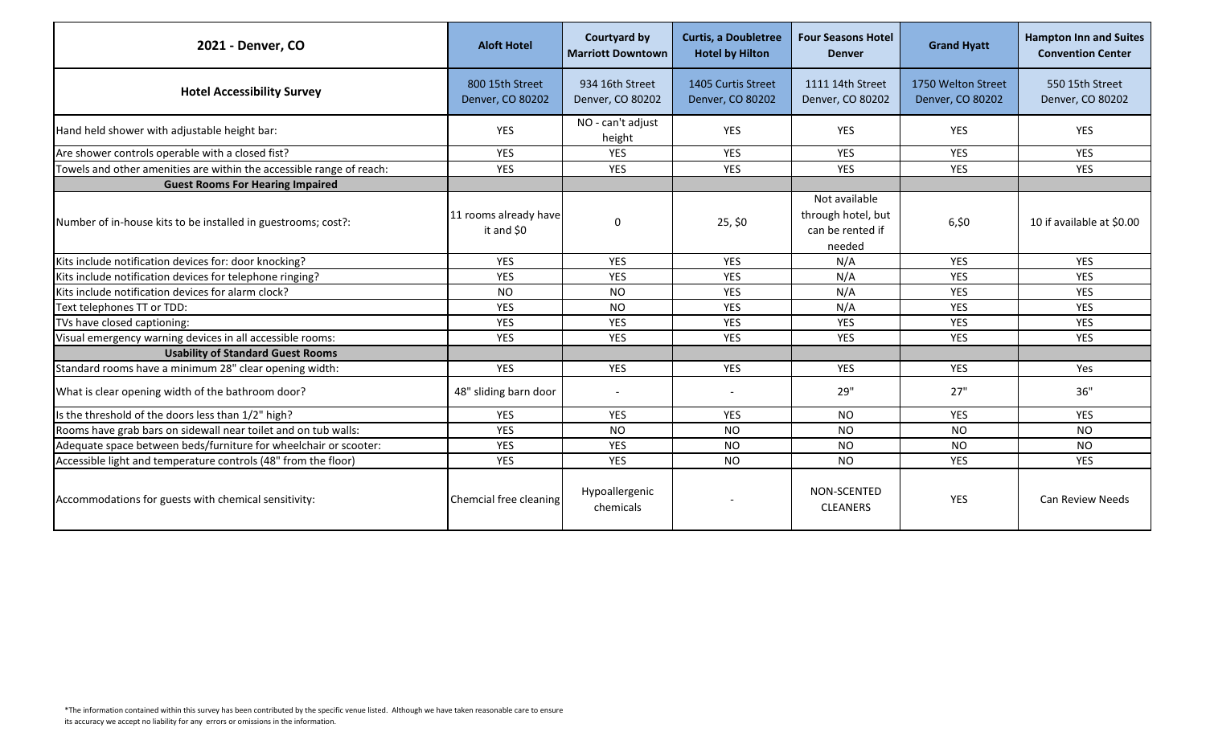| 2021 - Denver, CO | Aloft Hotel | Courtyard by Marriott Downtown | Curtis, a Doubletree Hotel by Hilton | Four Seasons Hotel Denver | Grand Hyatt | Hampton Inn and Suites Convention Center |
|---|---|---|---|---|---|---|
| **Hotel Accessibility Survey** | 800 15th Street Denver, CO 80202 | 934 16th Street Denver, CO 80202 | 1405 Curtis Street Denver, CO 80202 | 1111 14th Street Denver, CO 80202 | 1750 Welton Street Denver, CO 80202 | 550 15th Street Denver, CO 80202 |
| Hand held shower with adjustable height bar: | YES | NO - can't adjust height | YES | YES | YES | YES |
| Are shower controls operable with a closed fist? | YES | YES | YES | YES | YES | YES |
| Towels and other amenities are within the accessible range of reach: | YES | YES | YES | YES | YES | YES |
| **Guest Rooms For Hearing Impaired** | | | | | | |
| Number of in-house kits to be installed in guestrooms; cost?: | 11 rooms already have it and $0 | 0 | 25, $0 | Not available through hotel, but can be rented if needed | 6,$0 | 10 if available at $0.00 |
| Kits include notification devices for: door knocking? | YES | YES | YES | N/A | YES | YES |
| Kits include notification devices for telephone ringing? | YES | YES | YES | N/A | YES | YES |
| Kits include notification devices for alarm clock? | NO | NO | YES | N/A | YES | YES |
| Text telephones TT or TDD: | YES | NO | YES | N/A | YES | YES |
| TVs have closed captioning: | YES | YES | YES | YES | YES | YES |
| Visual emergency warning devices in all accessible rooms: | YES | YES | YES | YES | YES | YES |
| **Usability of Standard Guest Rooms** | | | | | | |
| Standard rooms have a minimum 28" clear opening width: | YES | YES | YES | YES | YES | Yes |
| What is clear opening width of the bathroom door? | 48" sliding barn door | - | - | 29" | 27" | 36" |
| Is the threshold of the doors less than 1/2" high? | YES | YES | YES | NO | YES | YES |
| Rooms have grab bars on sidewall near toilet and on tub walls: | YES | NO | NO | NO | NO | NO |
| Adequate space between beds/furniture for wheelchair or scooter: | YES | YES | NO | NO | NO | NO |
| Accessible light and temperature controls (48" from the floor) | YES | YES | NO | NO | YES | YES |
| Accommodations for guests with chemical sensitivity: | Chemcial free cleaning | Hypoallergenic chemicals | - | NON-SCENTED CLEANERS | YES | Can Review Needs |

*The information contained within this survey has been contributed by the specific venue listed. Although we have taken reasonable care to ensure its accuracy we accept no liability for any errors or omissions in the information.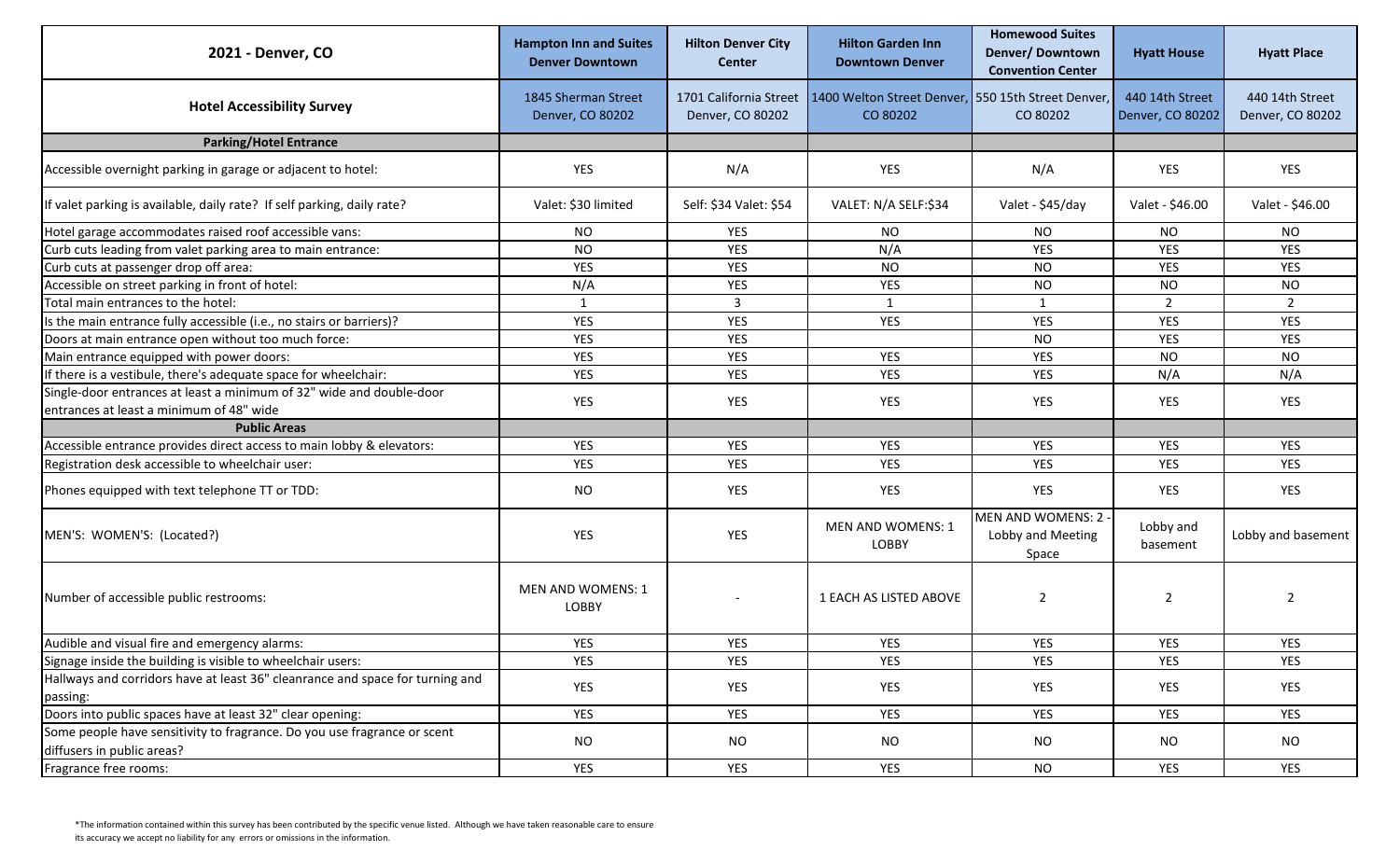| 2021 - Denver, CO | Hampton Inn and Suites Denver Downtown | Hilton Denver City Center | Hilton Garden Inn Downtown Denver | Homewood Suites Denver/ Downtown Convention Center | Hyatt House | Hyatt Place |
|---|---|---|---|---|---|---|
| **Hotel Accessibility Survey** | 1845 Sherman Street Denver, CO 80202 | 1701 California Street Denver, CO 80202 | 1400 Welton Street Denver, CO 80202 | 550 15th Street Denver, CO 80202 | 440 14th Street Denver, CO 80202 | 440 14th Street Denver, CO 80202 |
| **Parking/Hotel Entrance** | | | | | | |
| Accessible overnight parking in garage or adjacent to hotel: | YES | N/A | YES | N/A | YES | YES |
| If valet parking is available, daily rate? If self parking, daily rate? | Valet: $30 limited | Self: $34 Valet: $54 | VALET: N/A SELF:$34 | Valet - $45/day | Valet - $46.00 | Valet - $46.00 |
| Hotel garage accommodates raised roof accessible vans: | NO | YES | NO | NO | NO | NO |
| Curb cuts leading from valet parking area to main entrance: | NO | YES | N/A | YES | YES | YES |
| Curb cuts at passenger drop off area: | YES | YES | NO | NO | YES | YES |
| Accessible on street parking in front of hotel: | N/A | YES | YES | NO | NO | NO |
| Total main entrances to the hotel: | 1 | 3 | 1 | 1 | 2 | 2 |
| Is the main entrance fully accessible (i.e., no stairs or barriers)? | YES | YES | YES | YES | YES | YES |
| Doors at main entrance open without too much force: | YES | YES | | NO | YES | YES |
| Main entrance equipped with power doors: | YES | YES | YES | YES | NO | NO |
| If there is a vestibule, there's adequate space for wheelchair: | YES | YES | YES | YES | N/A | N/A |
| Single-door entrances at least a minimum of 32" wide and double-door entrances at least a minimum of 48" wide | YES | YES | YES | YES | YES | YES |
| **Public Areas** | | | | | | |
| Accessible entrance provides direct access to main lobby & elevators: | YES | YES | YES | YES | YES | YES |
| Registration desk accessible to wheelchair user: | YES | YES | YES | YES | YES | YES |
| Phones equipped with text telephone TT or TDD: | NO | YES | YES | YES | YES | YES |
| MEN'S: WOMEN'S: (Located?) | YES | YES | MEN AND WOMENS: 1 LOBBY | MEN AND WOMENS: 2 - Lobby and Meeting Space | Lobby and basement | Lobby and basement |
| Number of accessible public restrooms: | MEN AND WOMENS: 1 LOBBY | - | 1 EACH AS LISTED ABOVE | 2 | 2 | 2 |
| Audible and visual fire and emergency alarms: | YES | YES | YES | YES | YES | YES |
| Signage inside the building is visible to wheelchair users: | YES | YES | YES | YES | YES | YES |
| Hallways and corridors have at least 36" cleanrance and space for turning and passing: | YES | YES | YES | YES | YES | YES |
| Doors into public spaces have at least 32" clear opening: | YES | YES | YES | YES | YES | YES |
| Some people have sensitivity to fragrance. Do you use fragrance or scent diffusers in public areas? | NO | NO | NO | NO | NO | NO |
| Fragrance free rooms: | YES | YES | YES | NO | YES | YES |

*The information contained within this survey has been contributed by the specific venue listed. Although we have taken reasonable care to ensure its accuracy we accept no liability for any errors or omissions in the information.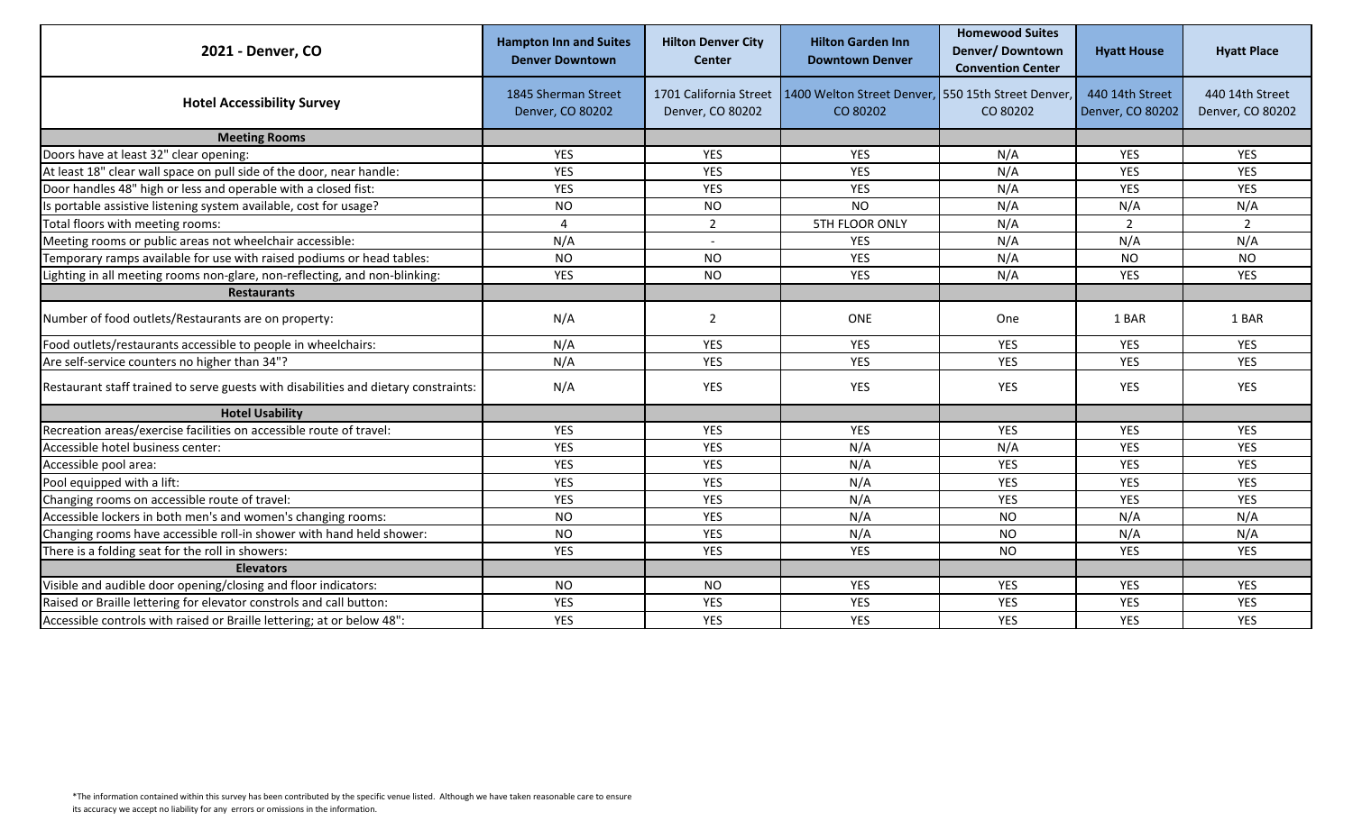| 2021 - Denver, CO | Hampton Inn and Suites Denver Downtown | Hilton Denver City Center | Hilton Garden Inn Downtown Denver | Homewood Suites Denver/ Downtown Convention Center | Hyatt House | Hyatt Place |
|---|---|---|---|---|---|---|
| **Hotel Accessibility Survey** | 1845 Sherman Street Denver, CO 80202 | 1701 California Street Denver, CO 80202 | 1400 Welton Street Denver, CO 80202 | 550 15th Street Denver, CO 80202 | 440 14th Street Denver, CO 80202 | 440 14th Street Denver, CO 80202 |
| **Meeting Rooms** | | | | | | |
| Doors have at least 32" clear opening: | YES | YES | YES | N/A | YES | YES |
| At least 18" clear wall space on pull side of the door, near handle: | YES | YES | YES | N/A | YES | YES |
| Door handles 48" high or less and operable with a closed fist: | YES | YES | YES | N/A | YES | YES |
| Is portable assistive listening system available, cost for usage? | NO | NO | NO | N/A | N/A | N/A |
| Total floors with meeting rooms: | 4 | 2 | 5TH FLOOR ONLY | N/A | 2 | 2 |
| Meeting rooms or public areas not wheelchair accessible: | N/A | - | YES | N/A | N/A | N/A |
| Temporary ramps available for use with raised podiums or head tables: | NO | NO | YES | N/A | NO | NO |
| Lighting in all meeting rooms non-glare, non-reflecting, and non-blinking: | YES | NO | YES | N/A | YES | YES |
| **Restaurants** | | | | | | |
| Number of food outlets/Restaurants are on property: | N/A | 2 | ONE | One | 1 BAR | 1 BAR |
| Food outlets/restaurants accessible to people in wheelchairs: | N/A | YES | YES | YES | YES | YES |
| Are self-service counters no higher than 34"? | N/A | YES | YES | YES | YES | YES |
| Restaurant staff trained to serve guests with disabilities and dietary constraints: | N/A | YES | YES | YES | YES | YES |
| **Hotel Usability** | | | | | | |
| Recreation areas/exercise facilities on accessible route of travel: | YES | YES | YES | YES | YES | YES |
| Accessible hotel business center: | YES | YES | N/A | N/A | YES | YES |
| Accessible pool area: | YES | YES | N/A | YES | YES | YES |
| Pool equipped with a lift: | YES | YES | N/A | YES | YES | YES |
| Changing rooms on accessible route of travel: | YES | YES | N/A | YES | YES | YES |
| Accessible lockers in both men's and women's changing rooms: | NO | YES | N/A | NO | N/A | N/A |
| Changing rooms have accessible roll-in shower with hand held shower: | NO | YES | N/A | NO | N/A | N/A |
| There is a folding seat for the roll in showers: | YES | YES | YES | NO | YES | YES |
| **Elevators** | | | | | | |
| Visible and audible door opening/closing and floor indicators: | NO | NO | YES | YES | YES | YES |
| Raised or Braille lettering for elevator constrols and call button: | YES | YES | YES | YES | YES | YES |
| Accessible controls with raised or Braille lettering; at or below 48": | YES | YES | YES | YES | YES | YES |

*The information contained within this survey has been contributed by the specific venue listed. Although we have taken reasonable care to ensure its accuracy we accept no liability for any errors or omissions in the information.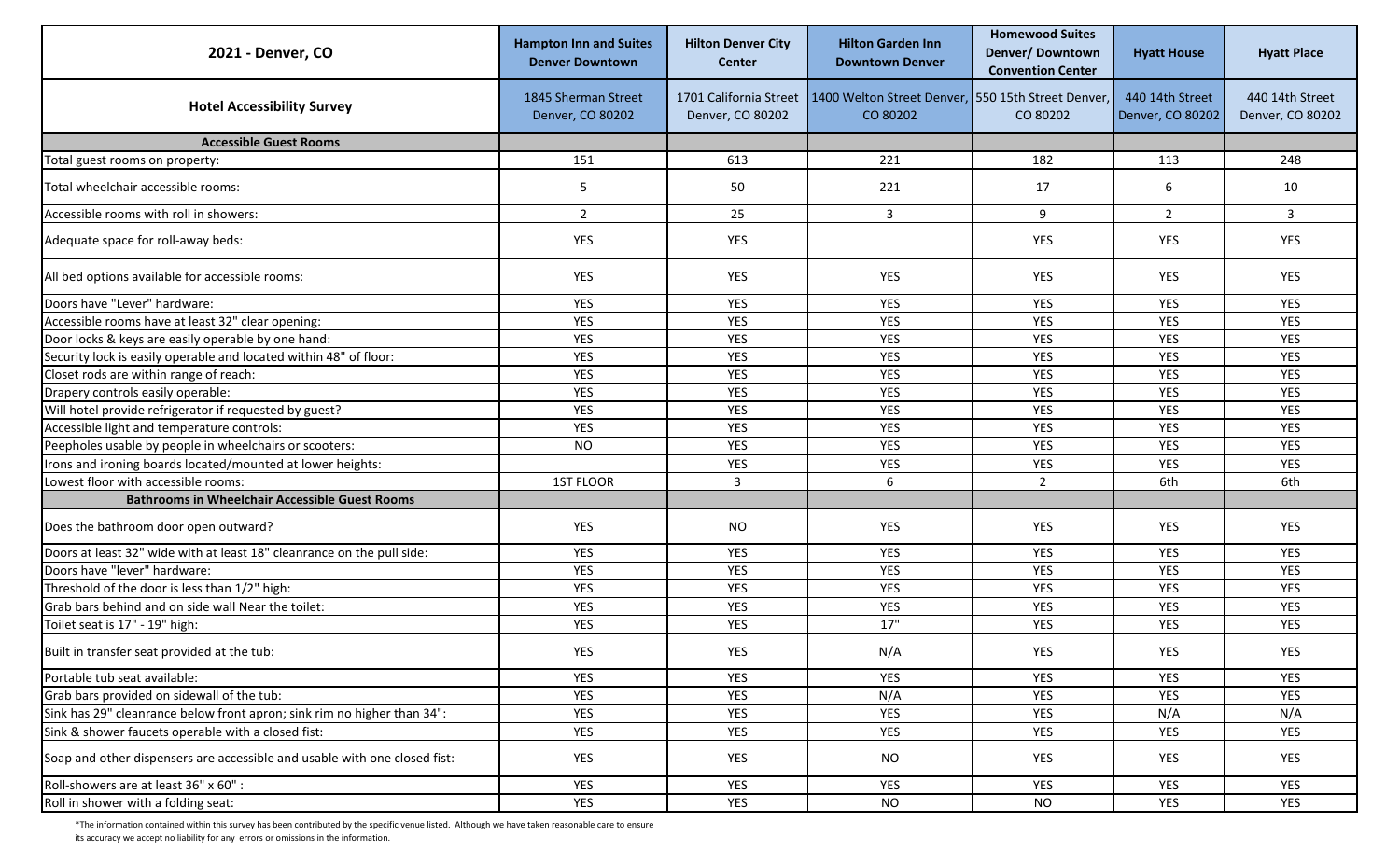| 2021 - Denver, CO | Hampton Inn and Suites Denver Downtown | Hilton Denver City Center | Hilton Garden Inn Downtown Denver | Homewood Suites Denver/ Downtown Convention Center | Hyatt House | Hyatt Place |
|---|---|---|---|---|---|---|
| **Hotel Accessibility Survey** | 1845 Sherman Street Denver, CO 80202 | 1701 California Street Denver, CO 80202 | 1400 Welton Street Denver, CO 80202 | 550 15th Street Denver, CO 80202 | 440 14th Street Denver, CO 80202 | 440 14th Street Denver, CO 80202 |
| **Accessible Guest Rooms** | | | | | | |
| Total guest rooms on property: | 151 | 613 | 221 | 182 | 113 | 248 |
| Total wheelchair accessible rooms: | 5 | 50 | 221 | 17 | 6 | 10 |
| Accessible rooms with roll in showers: | 2 | 25 | 3 | 9 | 2 | 3 |
| Adequate space for roll-away beds: | YES | YES | | YES | YES | YES |
| All bed options available for accessible rooms: | YES | YES | YES | YES | YES | YES |
| Doors have "Lever" hardware: | YES | YES | YES | YES | YES | YES |
| Accessible rooms have at least 32" clear opening: | YES | YES | YES | YES | YES | YES |
| Door locks & keys are easily operable by one hand: | YES | YES | YES | YES | YES | YES |
| Security lock is easily operable and located within 48" of floor: | YES | YES | YES | YES | YES | YES |
| Closet rods are within range of reach: | YES | YES | YES | YES | YES | YES |
| Drapery controls easily operable: | YES | YES | YES | YES | YES | YES |
| Will hotel provide refrigerator if requested by guest? | YES | YES | YES | YES | YES | YES |
| Accessible light and temperature controls: | YES | YES | YES | YES | YES | YES |
| Peepholes usable by people in wheelchairs or scooters: | NO | YES | YES | YES | YES | YES |
| Irons and ironing boards located/mounted at lower heights: | | YES | YES | YES | YES | YES |
| Lowest floor with accessible rooms: | 1ST FLOOR | 3 | 6 | 2 | 6th | 6th |
| **Bathrooms in Wheelchair Accessible Guest Rooms** | | | | | | |
| Does the bathroom door open outward? | YES | NO | YES | YES | YES | YES |
| Doors at least 32" wide with at least 18" cleanrance on the pull side: | YES | YES | YES | YES | YES | YES |
| Doors have "lever" hardware: | YES | YES | YES | YES | YES | YES |
| Threshold of the door is less than 1/2" high: | YES | YES | YES | YES | YES | YES |
| Grab bars behind and on side wall Near the toilet: | YES | YES | YES | YES | YES | YES |
| Toilet seat is 17" - 19" high: | YES | YES | 17" | YES | YES | YES |
| Built in transfer seat provided at the tub: | YES | YES | N/A | YES | YES | YES |
| Portable tub seat available: | YES | YES | YES | YES | YES | YES |
| Grab bars provided on sidewall of the tub: | YES | YES | N/A | YES | YES | YES |
| Sink has 29" cleanrance below front apron; sink rim no higher than 34": | YES | YES | YES | YES | N/A | N/A |
| Sink & shower faucets operable with a closed fist: | YES | YES | YES | YES | YES | YES |
| Soap and other dispensers are accessible and usable with one closed fist: | YES | YES | NO | YES | YES | YES |
| Roll-showers are at least 36" x 60" : | YES | YES | YES | YES | YES | YES |
| Roll in shower with a folding seat: | YES | YES | NO | NO | YES | YES |

*The information contained within this survey has been contributed by the specific venue listed. Although we have taken reasonable care to ensure its accuracy we accept no liability for any errors or omissions in the information.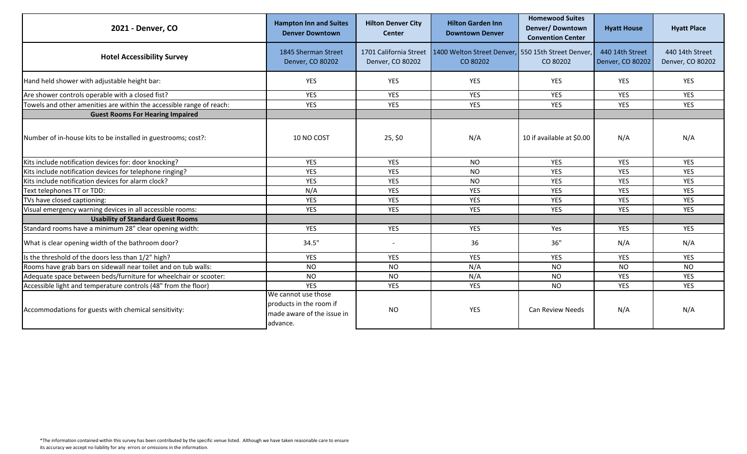| 2021 - Denver, CO | Hampton Inn and Suites Denver Downtown | Hilton Denver City Center | Hilton Garden Inn Downtown Denver | Homewood Suites Denver/ Downtown Convention Center | Hyatt House | Hyatt Place |
|---|---|---|---|---|---|---|
| **Hotel Accessibility Survey** | 1845 Sherman Street Denver, CO 80202 | 1701 California Street Denver, CO 80202 | 1400 Welton Street Denver, CO 80202 | 550 15th Street Denver, CO 80202 | 440 14th Street Denver, CO 80202 | 440 14th Street Denver, CO 80202 |
| Hand held shower with adjustable height bar: | YES | YES | YES | YES | YES | YES |
| Are shower controls operable with a closed fist? | YES | YES | YES | YES | YES | YES |
| Towels and other amenities are within the accessible range of reach: | YES | YES | YES | YES | YES | YES |
| **Guest Rooms For Hearing Impaired** | | | | | | |
| Number of in-house kits to be installed in guestrooms; cost?: | 10 NO COST | 25, $0 | N/A | 10 if available at $0.00 | N/A | N/A |
| Kits include notification devices for: door knocking? | YES | YES | NO | YES | YES | YES |
| Kits include notification devices for telephone ringing? | YES | YES | NO | YES | YES | YES |
| Kits include notification devices for alarm clock? | YES | YES | NO | YES | YES | YES |
| Text telephones TT or TDD: | N/A | YES | YES | YES | YES | YES |
| TVs have closed captioning: | YES | YES | YES | YES | YES | YES |
| Visual emergency warning devices in all accessible rooms: | YES | YES | YES | YES | YES | YES |
| **Usability of Standard Guest Rooms** | | | | | | |
| Standard rooms have a minimum 28" clear opening width: | YES | YES | YES | Yes | YES | YES |
| What is clear opening width of the bathroom door? | 34.5" | - | 36 | 36" | N/A | N/A |
| Is the threshold of the doors less than 1/2" high? | YES | YES | YES | YES | YES | YES |
| Rooms have grab bars on sidewall near toilet and on tub walls: | NO | NO | N/A | NO | NO | NO |
| Adequate space between beds/furniture for wheelchair or scooter: | NO | NO | N/A | NO | YES | YES |
| Accessible light and temperature controls (48" from the floor) | YES | YES | YES | NO | YES | YES |
| Accommodations for guests with chemical sensitivity: | We cannot use those products in the room if made aware of the issue in advance. | NO | YES | Can Review Needs | N/A | N/A |

*The information contained within this survey has been contributed by the specific venue listed. Although we have taken reasonable care to ensure its accuracy we accept no liability for any errors or omissions in the information.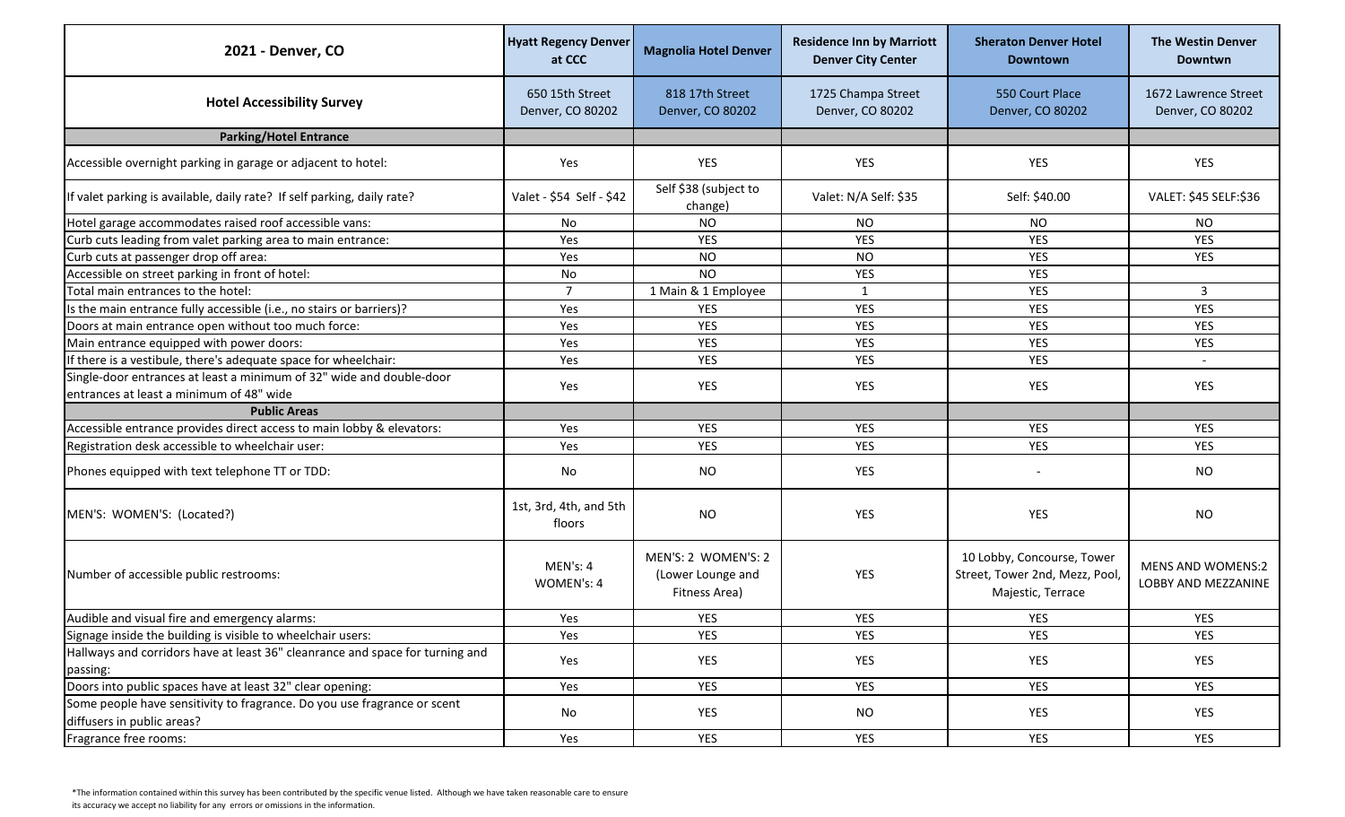| 2021 - Denver, CO | Hyatt Regency Denver at CCC | Magnolia Hotel Denver | Residence Inn by Marriott Denver City Center | Sheraton Denver Hotel Downtown | The Westin Denver Downtwn |
|---|---|---|---|---|---|
| **Hotel Accessibility Survey** | 650 15th Street Denver, CO 80202 | 818 17th Street Denver, CO 80202 | 1725 Champa Street Denver, CO 80202 | 550 Court Place Denver, CO 80202 | 1672 Lawrence Street Denver, CO 80202 |
| **Parking/Hotel Entrance** | | | | | |
| Accessible overnight parking in garage or adjacent to hotel: | Yes | YES | YES | YES | YES |
| If valet parking is available, daily rate? If self parking, daily rate? | Valet - $54 Self - $42 | Self $38 (subject to change) | Valet: N/A Self: $35 | Self: $40.00 | VALET: $45 SELF:$36 |
| Hotel garage accommodates raised roof accessible vans: | No | NO | NO | NO | NO |
| Curb cuts leading from valet parking area to main entrance: | Yes | YES | YES | YES | YES |
| Curb cuts at passenger drop off area: | Yes | NO | NO | YES | YES |
| Accessible on street parking in front of hotel: | No | NO | YES | YES | |
| Total main entrances to the hotel: | 7 | 1 Main & 1 Employee | 1 | YES | 3 |
| Is the main entrance fully accessible (i.e., no stairs or barriers)? | Yes | YES | YES | YES | YES |
| Doors at main entrance open without too much force: | Yes | YES | YES | YES | YES |
| Main entrance equipped with power doors: | Yes | YES | YES | YES | YES |
| If there is a vestibule, there's adequate space for wheelchair: | Yes | YES | YES | YES | - |
| Single-door entrances at least a minimum of 32" wide and double-door entrances at least a minimum of 48" wide | Yes | YES | YES | YES | YES |
| **Public Areas** | | | | | |
| Accessible entrance provides direct access to main lobby & elevators: | Yes | YES | YES | YES | YES |
| Registration desk accessible to wheelchair user: | Yes | YES | YES | YES | YES |
| Phones equipped with text telephone TT or TDD: | No | NO | YES | - | NO |
| MEN'S: WOMEN'S: (Located?) | 1st, 3rd, 4th, and 5th floors | NO | YES | YES | NO |
| Number of accessible public restrooms: | MEN's: 4 WOMEN's: 4 | MEN'S: 2 WOMEN'S: 2 (Lower Lounge and Fitness Area) | YES | 10 Lobby, Concourse, Tower Street, Tower 2nd, Mezz, Pool, Majestic, Terrace | MENS AND WOMENS:2 LOBBY AND MEZZANINE |
| Audible and visual fire and emergency alarms: | Yes | YES | YES | YES | YES |
| Signage inside the building is visible to wheelchair users: | Yes | YES | YES | YES | YES |
| Hallways and corridors have at least 36" cleanrance and space for turning and passing: | Yes | YES | YES | YES | YES |
| Doors into public spaces have at least 32" clear opening: | Yes | YES | YES | YES | YES |
| Some people have sensitivity to fragrance. Do you use fragrance or scent diffusers in public areas? | No | YES | NO | YES | YES |
| Fragrance free rooms: | Yes | YES | YES | YES | YES |

*The information contained within this survey has been contributed by the specific venue listed. Although we have taken reasonable care to ensure its accuracy we accept no liability for any errors or omissions in the information.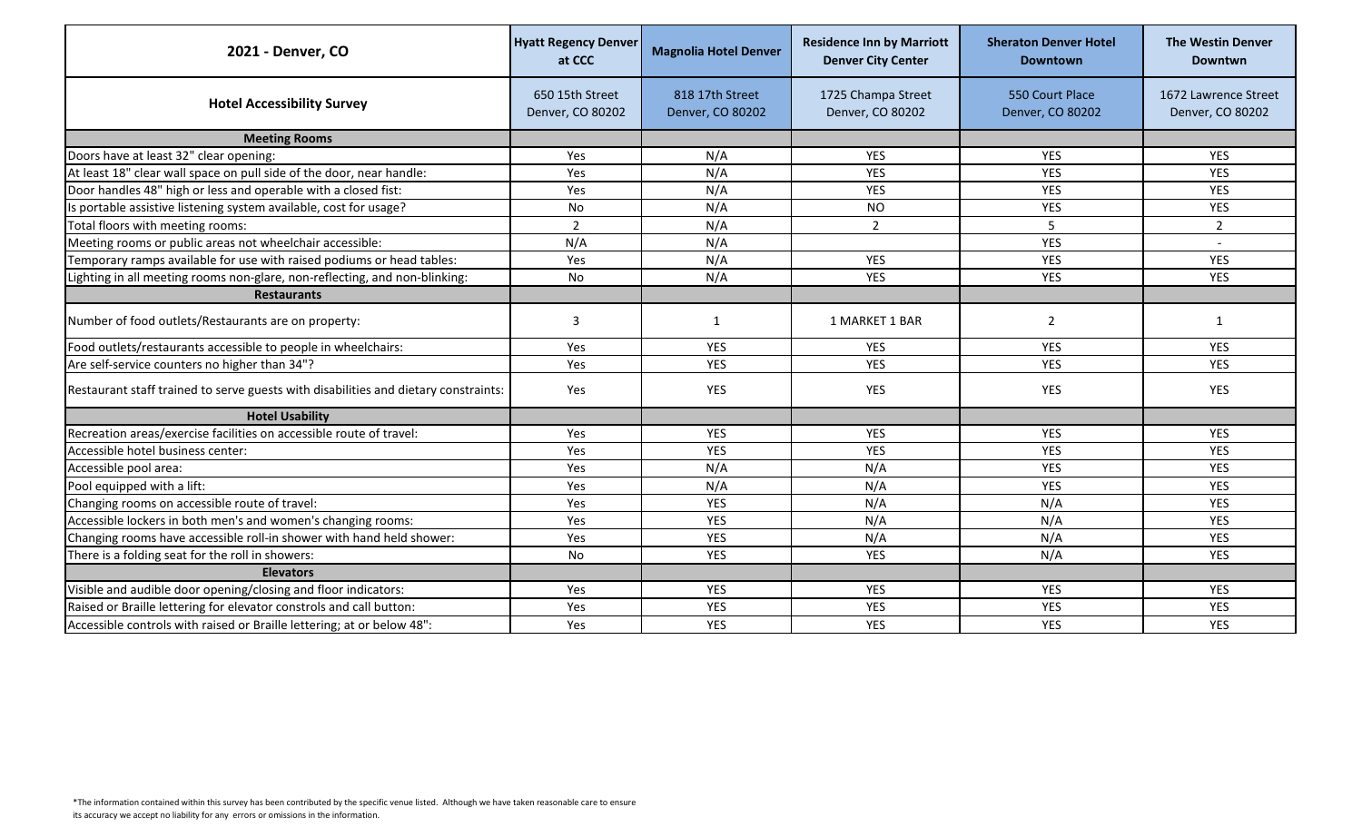| 2021 - Denver, CO | Hyatt Regency Denver at CCC | Magnolia Hotel Denver | Residence Inn by Marriott Denver City Center | Sheraton Denver Hotel Downtown | The Westin Denver Downtwn |
|---|---|---|---|---|---|
| **Hotel Accessibility Survey** | 650 15th Street Denver, CO 80202 | 818 17th Street Denver, CO 80202 | 1725 Champa Street Denver, CO 80202 | 550 Court Place Denver, CO 80202 | 1672 Lawrence Street Denver, CO 80202 |
| **Meeting Rooms** | | | | | |
| Doors have at least 32" clear opening: | Yes | N/A | YES | YES | YES |
| At least 18" clear wall space on pull side of the door, near handle: | Yes | N/A | YES | YES | YES |
| Door handles 48" high or less and operable with a closed fist: | Yes | N/A | YES | YES | YES |
| Is portable assistive listening system available, cost for usage? | No | N/A | NO | YES | YES |
| Total floors with meeting rooms: | 2 | N/A | 2 | 5 | 2 |
| Meeting rooms or public areas not wheelchair accessible: | N/A | N/A | | YES | - |
| Temporary ramps available for use with raised podiums or head tables: | Yes | N/A | YES | YES | YES |
| Lighting in all meeting rooms non-glare, non-reflecting, and non-blinking: | No | N/A | YES | YES | YES |
| **Restaurants** | | | | | |
| Number of food outlets/Restaurants are on property: | 3 | 1 | 1 MARKET 1 BAR | 2 | 1 |
| Food outlets/restaurants accessible to people in wheelchairs: | Yes | YES | YES | YES | YES |
| Are self-service counters no higher than 34"? | Yes | YES | YES | YES | YES |
| Restaurant staff trained to serve guests with disabilities and dietary constraints: | Yes | YES | YES | YES | YES |
| **Hotel Usability** | | | | | |
| Recreation areas/exercise facilities on accessible route of travel: | Yes | YES | YES | YES | YES |
| Accessible hotel business center: | Yes | YES | YES | YES | YES |
| Accessible pool area: | Yes | N/A | N/A | YES | YES |
| Pool equipped with a lift: | Yes | N/A | N/A | YES | YES |
| Changing rooms on accessible route of travel: | Yes | YES | N/A | N/A | YES |
| Accessible lockers in both men's and women's changing rooms: | Yes | YES | N/A | N/A | YES |
| Changing rooms have accessible roll-in shower with hand held shower: | Yes | YES | N/A | N/A | YES |
| There is a folding seat for the roll in showers: | No | YES | YES | N/A | YES |
| **Elevators** | | | | | |
| Visible and audible door opening/closing and floor indicators: | Yes | YES | YES | YES | YES |
| Raised or Braille lettering for elevator controls and call button: | Yes | YES | YES | YES | YES |
| Accessible controls with raised or Braille lettering; at or below 48": | Yes | YES | YES | YES | YES |

*The information contained within this survey has been contributed by the specific venue listed. Although we have taken reasonable care to ensure its accuracy we accept no liability for any errors or omissions in the information.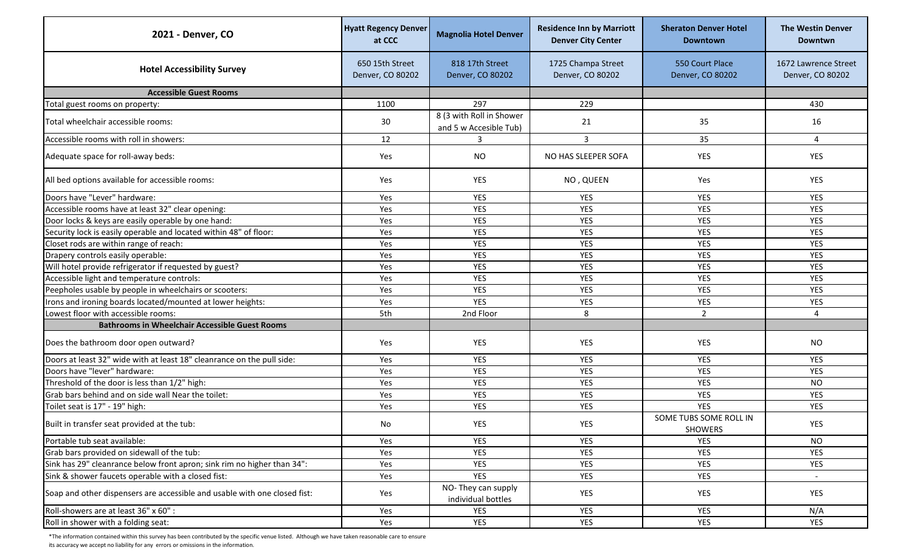| 2021 - Denver, CO | Hyatt Regency Denver at CCC | Magnolia Hotel Denver | Residence Inn by Marriott Denver City Center | Sheraton Denver Hotel Downtown | The Westin Denver Downtwn |
|---|---|---|---|---|---|
| **Hotel Accessibility Survey** | 650 15th Street Denver, CO 80202 | 818 17th Street Denver, CO 80202 | 1725 Champa Street Denver, CO 80202 | 550 Court Place Denver, CO 80202 | 1672 Lawrence Street Denver, CO 80202 |
| **Accessible Guest Rooms** | | | | | |
| Total guest rooms on property: | 1100 | 297 | 229 | | 430 |
| Total wheelchair accessible rooms: | 30 | 8 (3 with Roll in Shower and 5 w Accesible Tub) | 21 | 35 | 16 |
| Accessible rooms with roll in showers: | 12 | 3 | 3 | 35 | 4 |
| Adequate space for roll-away beds: | Yes | NO | NO HAS SLEEPER SOFA | YES | YES |
| All bed options available for accessible rooms: | Yes | YES | NO , QUEEN | Yes | YES |
| Doors have "Lever" hardware: | Yes | YES | YES | YES | YES |
| Accessible rooms have at least 32" clear opening: | Yes | YES | YES | YES | YES |
| Door locks & keys are easily operable by one hand: | Yes | YES | YES | YES | YES |
| Security lock is easily operable and located within 48" of floor: | Yes | YES | YES | YES | YES |
| Closet rods are within range of reach: | Yes | YES | YES | YES | YES |
| Drapery controls easily operable: | Yes | YES | YES | YES | YES |
| Will hotel provide refrigerator if requested by guest? | Yes | YES | YES | YES | YES |
| Accessible light and temperature controls: | Yes | YES | YES | YES | YES |
| Peepholes usable by people in wheelchairs or scooters: | Yes | YES | YES | YES | YES |
| Irons and ironing boards located/mounted at lower heights: | Yes | YES | YES | YES | YES |
| Lowest floor with accessible rooms: | 5th | 2nd Floor | 8 | 2 | 4 |
| **Bathrooms in Wheelchair Accessible Guest Rooms** | | | | | |
| Does the bathroom door open outward? | Yes | YES | YES | YES | NO |
| Doors at least 32" wide with at least 18" cleanrance on the pull side: | Yes | YES | YES | YES | YES |
| Doors have "lever" hardware: | Yes | YES | YES | YES | YES |
| Threshold of the door is less than 1/2" high: | Yes | YES | YES | YES | NO |
| Grab bars behind and on side wall Near the toilet: | Yes | YES | YES | YES | YES |
| Toilet seat is 17" - 19" high: | Yes | YES | YES | YES | YES |
| Built in transfer seat provided at the tub: | No | YES | YES | SOME TUBS SOME ROLL IN SHOWERS | YES |
| Portable tub seat available: | Yes | YES | YES | YES | NO |
| Grab bars provided on sidewall of the tub: | Yes | YES | YES | YES | YES |
| Sink has 29" cleanrance below front apron; sink rim no higher than 34": | Yes | YES | YES | YES | YES |
| Sink & shower faucets operable with a closed fist: | Yes | YES | YES | YES | - |
| Soap and other dispensers are accessible and usable with one closed fist: | Yes | NO- They can supply individual bottles | YES | YES | YES |
| Roll-showers are at least 36" x 60" : | Yes | YES | YES | YES | N/A |
| Roll in shower with a folding seat: | Yes | YES | YES | YES | YES |

*The information contained within this survey has been contributed by the specific venue listed. Although we have taken reasonable care to ensure its accuracy we accept no liability for any errors or omissions in the information.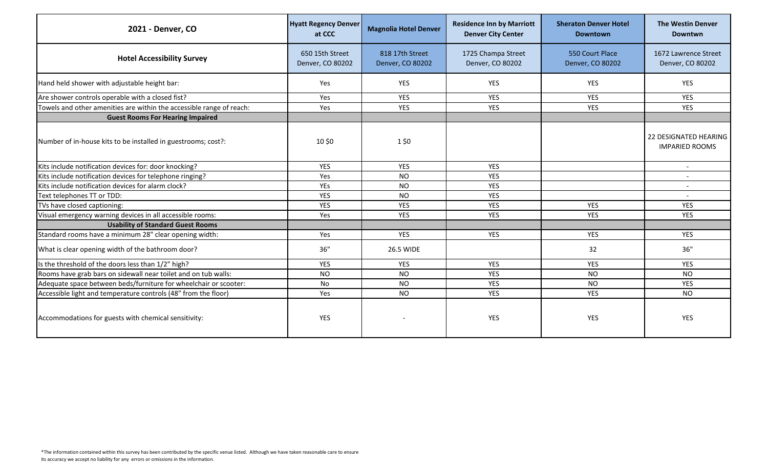| 2021 - Denver, CO | Hyatt Regency Denver at CCC | Magnolia Hotel Denver | Residence Inn by Marriott Denver City Center | Sheraton Denver Hotel Downtown | The Westin Denver Downtwn |
|---|---|---|---|---|---|
| **Hotel Accessibility Survey** | 650 15th Street Denver, CO 80202 | 818 17th Street Denver, CO 80202 | 1725 Champa Street Denver, CO 80202 | 550 Court Place Denver, CO 80202 | 1672 Lawrence Street Denver, CO 80202 |
| Hand held shower with adjustable height bar: | Yes | YES | YES | YES | YES |
| Are shower controls operable with a closed fist? | Yes | YES | YES | YES | YES |
| Towels and other amenities are within the accessible range of reach: | Yes | YES | YES | YES | YES |
| **Guest Rooms For Hearing Impaired** | | | | | |
| Number of in-house kits to be installed in guestrooms; cost?: | 10 $0 | 1 $0 | | | 22 DESIGNATED HEARING IMPARIED ROOMS |
| Kits include notification devices for: door knocking? | YES | YES | YES | | - |
| Kits include notification devices for telephone ringing? | Yes | NO | YES | | - |
| Kits include notification devices for alarm clock? | YEs | NO | YES | | - |
| Text telephones TT or TDD: | YES | NO | YES | | - |
| TVs have closed captioning: | YES | YES | YES | YES | YES |
| Visual emergency warning devices in all accessible rooms: | Yes | YES | YES | YES | YES |
| **Usability of Standard Guest Rooms** | | | | | |
| Standard rooms have a minimum 28" clear opening width: | Yes | YES | YES | YES | YES |
| What is clear opening width of the bathroom door? | 36" | 26.5 WIDE | | 32 | 36" |
| Is the threshold of the doors less than 1/2" high? | YES | YES | YES | YES | YES |
| Rooms have grab bars on sidewall near toilet and on tub walls: | NO | NO | YES | NO | NO |
| Adequate space between beds/furniture for wheelchair or scooter: | No | NO | YES | NO | YES |
| Accessible light and temperature controls (48" from the floor) | Yes | NO | YES | YES | NO |
| Accommodations for guests with chemical sensitivity: | YES | - | YES | YES | YES |

*The information contained within this survey has been contributed by the specific venue listed. Although we have taken reasonable care to ensure its accuracy we accept no liability for any errors or omissions in the information.